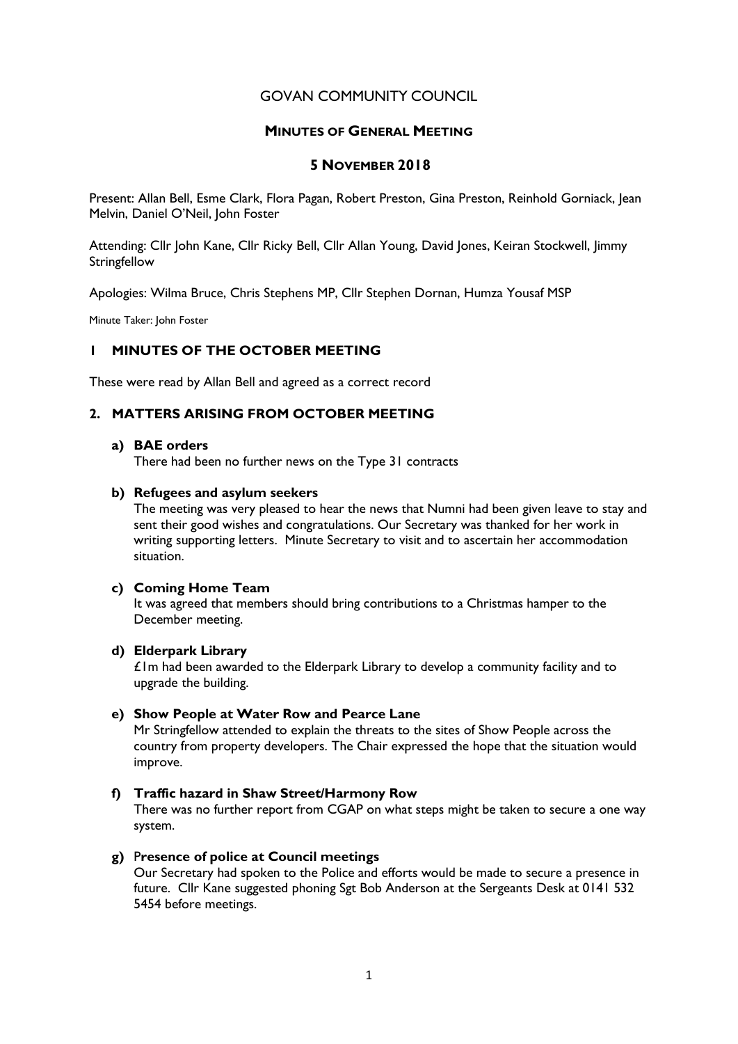GOVAN COMMUNITY COUNCIL

**MINUTES OF GENERAL MEETING**

**5 NOVEMBER 2018**

Present: Allan Bell, Esme Clark, Flora Pagan, Robert Preston, Gina Preston, Reinhold Gorniack, Jean Melvin, Daniel O'Neil, John Foster

Attending: Cllr John Kane, Cllr Ricky Bell, Cllr Allan Young, David Jones, Keiran Stockwell, Jimmy Stringfellow

Apologies: Wilma Bruce, Chris Stephens MP, Cllr Stephen Dornan, Humza Yousaf MSP

Minute Taker: John Foster

## 1 MINUTES OF THE OCTOBER MEETING

These were read by Allan Bell and agreed as a correct record

## 2. MATTERS ARISING FROM OCTOBER MEETING

**a) BAE orders**

There had been no further news on the Type 31 contracts

**b) Refugees and asylum seekers**

The meeting was very pleased to hear the news that Numni had been given leave to stay and sent their good wishes and congratulations. Our Secretary was thanked for her work in writing supporting letters. Minute Secretary to visit and to ascertain her accommodation situation.

**c) Coming Home Team**

It was agreed that members should bring contributions to a Christmas hamper to the December meeting.

**d) Elderpark Library**

£1m had been awarded to the Elderpark Library to develop a community facility and to upgrade the building.

**e) Show People at Water Row and Pearce Lane**

Mr Stringfellow attended to explain the threats to the sites of Show People across the country from property developers. The Chair expressed the hope that the situation would improve.

**f) Traffic hazard in Shaw Street/Harmony Row**

There was no further report from CGAP on what steps might be taken to secure a one way system.

**g) Presence of police at Council meetings**

Our Secretary had spoken to the Police and efforts would be made to secure a presence in future. Cllr Kane suggested phoning Sgt Bob Anderson at the Sergeants Desk at 0141 532 5454 before meetings.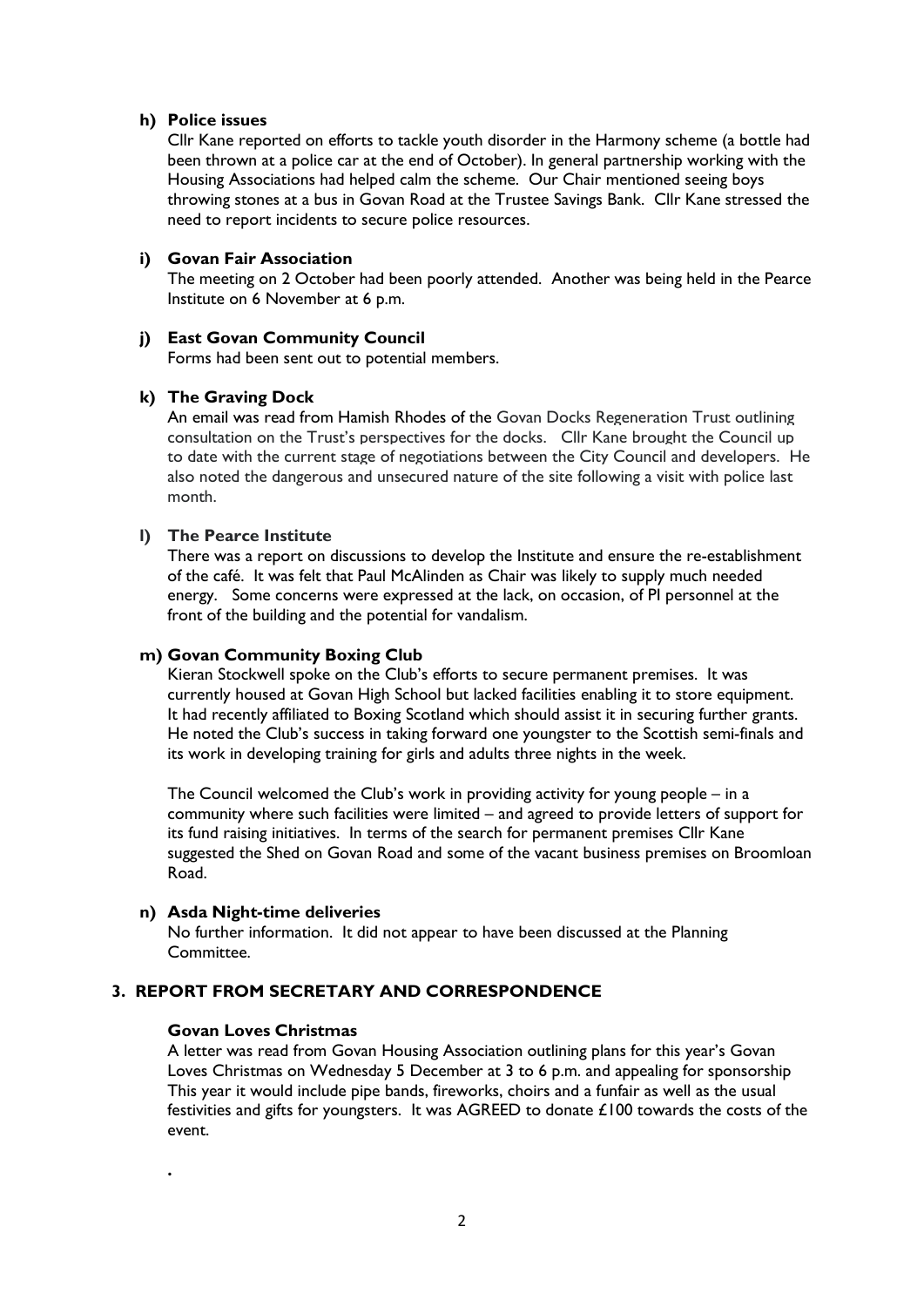**h) Police issues**

Cllr Kane reported on efforts to tackle youth disorder in the Harmony scheme (a bottle had been thrown at a police car at the end of October). In general partnership working with the Housing Associations had helped calm the scheme. Our Chair mentioned seeing boys throwing stones at a bus in Govan Road at the Trustee Savings Bank. Cllr Kane stressed the need to report incidents to secure police resources.

**i) Govan Fair Association**

The meeting on 2 October had been poorly attended. Another was being held in the Pearce Institute on 6 November at 6 p.m.

**j) East Govan Community Council**

Forms had been sent out to potential members.

**k) The Graving Dock**

An email was read from Hamish Rhodes of the Govan Docks Regeneration Trust outlining consultation on the Trust's perspectives for the docks. Cllr Kane brought the Council up to date with the current stage of negotiations between the City Council and developers. He also noted the dangerous and unsecured nature of the site following a visit with police last month.

**l) The Pearce Institute**

There was a report on discussions to develop the Institute and ensure the re-establishment of the café. It was felt that Paul McAlinden as Chair was likely to supply much needed energy. Some concerns were expressed at the lack, on occasion, of PI personnel at the front of the building and the potential for vandalism.

**m) Govan Community Boxing Club**

Kieran Stockwell spoke on the Club's efforts to secure permanent premises. It was currently housed at Govan High School but lacked facilities enabling it to store equipment. It had recently affiliated to Boxing Scotland which should assist it in securing further grants. He noted the Club's success in taking forward one youngster to the Scottish semi-finals and its work in developing training for girls and adults three nights in the week.

The Council welcomed the Club's work in providing activity for young people – in a community where such facilities were limited – and agreed to provide letters of support for its fund raising initiatives. In terms of the search for permanent premises Cllr Kane suggested the Shed on Govan Road and some of the vacant business premises on Broomloan Road.

**n) Asda Night-time deliveries**

No further information. It did not appear to have been discussed at the Planning Committee.

## 3. REPORT FROM SECRETARY AND CORRESPONDENCE

**Govan Loves Christmas**

A letter was read from Govan Housing Association outlining plans for this year's Govan Loves Christmas on Wednesday 5 December at 3 to 6 p.m. and appealing for sponsorship This year it would include pipe bands, fireworks, choirs and a funfair as well as the usual festivities and gifts for youngsters. It was AGREED to donate £100 towards the costs of the event.

.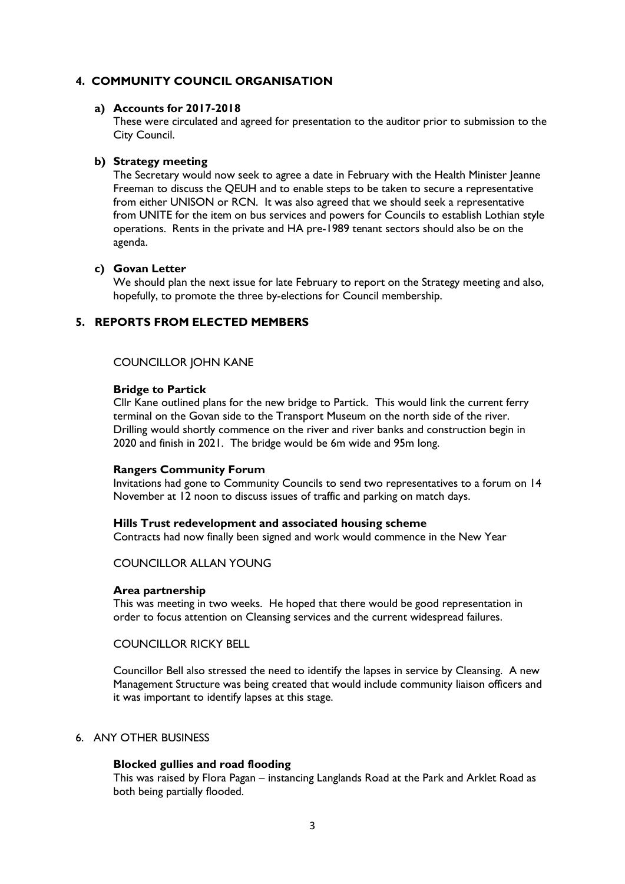## 4. COMMUNITY COUNCIL ORGANISATION

**a) Accounts for 2017-2018**

These were circulated and agreed for presentation to the auditor prior to submission to the City Council.

**b) Strategy meeting**

The Secretary would now seek to agree a date in February with the Health Minister Jeanne Freeman to discuss the QEUH and to enable steps to be taken to secure a representative from either UNISON or RCN. It was also agreed that we should seek a representative from UNITE for the item on bus services and powers for Councils to establish Lothian style operations. Rents in the private and HA pre-1989 tenant sectors should also be on the agenda.

**c) Govan Letter**

We should plan the next issue for late February to report on the Strategy meeting and also, hopefully, to promote the three by-elections for Council membership.

## 5. REPORTS FROM ELECTED MEMBERS

COUNCILLOR JOHN KANE

**Bridge to Partick**

Cllr Kane outlined plans for the new bridge to Partick. This would link the current ferry terminal on the Govan side to the Transport Museum on the north side of the river. Drilling would shortly commence on the river and river banks and construction begin in 2020 and finish in 2021. The bridge would be 6m wide and 95m long.

**Rangers Community Forum**

Invitations had gone to Community Councils to send two representatives to a forum on 14 November at 12 noon to discuss issues of traffic and parking on match days.

**Hills Trust redevelopment and associated housing scheme**

Contracts had now finally been signed and work would commence in the New Year

COUNCILLOR ALLAN YOUNG

**Area partnership**

This was meeting in two weeks. He hoped that there would be good representation in order to focus attention on Cleansing services and the current widespread failures.

COUNCILLOR RICKY BELL

Councillor Bell also stressed the need to identify the lapses in service by Cleansing. A new Management Structure was being created that would include community liaison officers and it was important to identify lapses at this stage.

## 6. ANY OTHER BUSINESS

**Blocked gullies and road flooding**

This was raised by Flora Pagan – instancing Langlands Road at the Park and Arklet Road as both being partially flooded.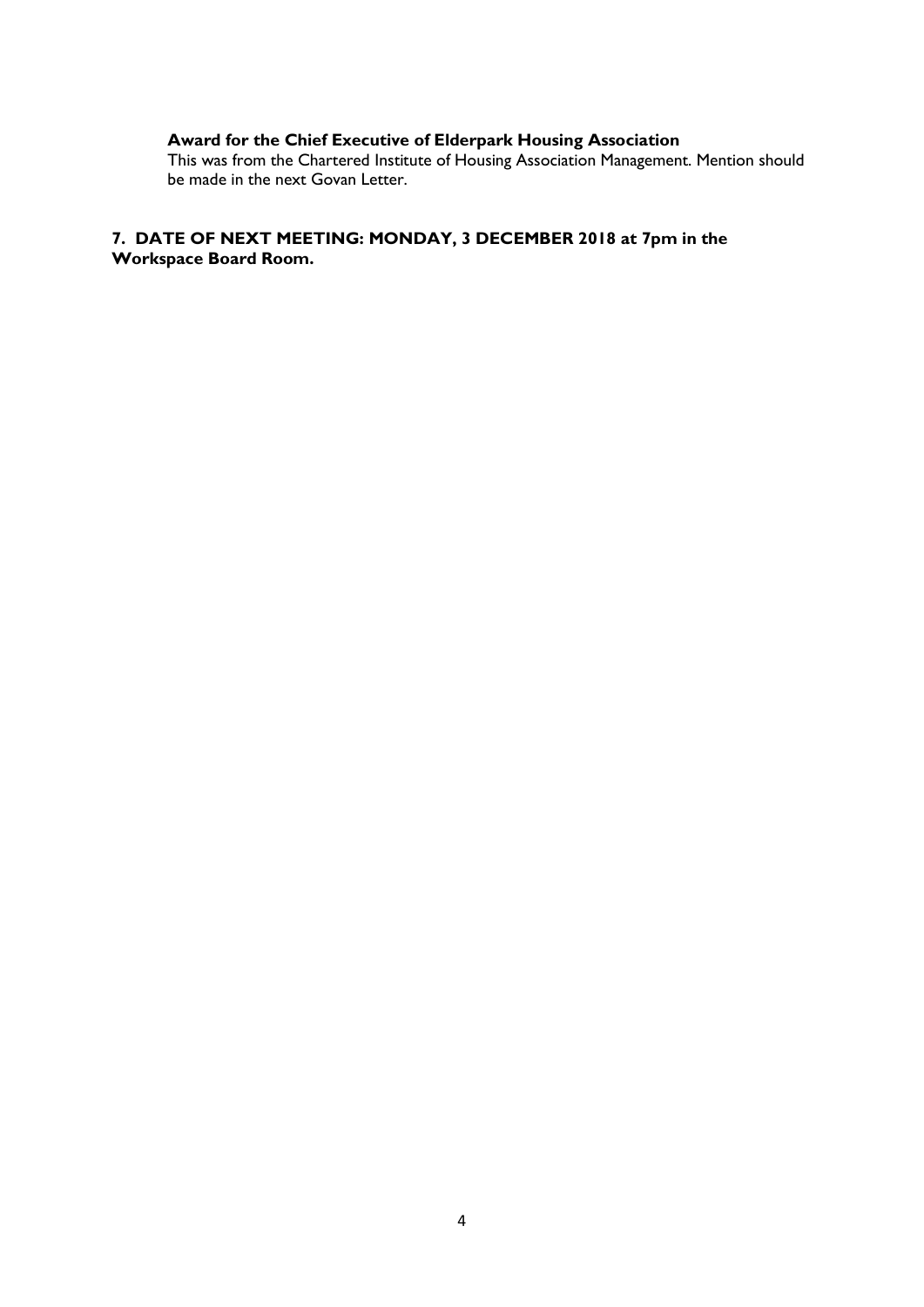**Award for the Chief Executive of Elderpark Housing Association**

This was from the Chartered Institute of Housing Association Management. Mention should be made in the next Govan Letter.

## 7. DATE OF NEXT MEETING: MONDAY, 3 DECEMBER 2018 at 7pm in the Workspace Board Room.